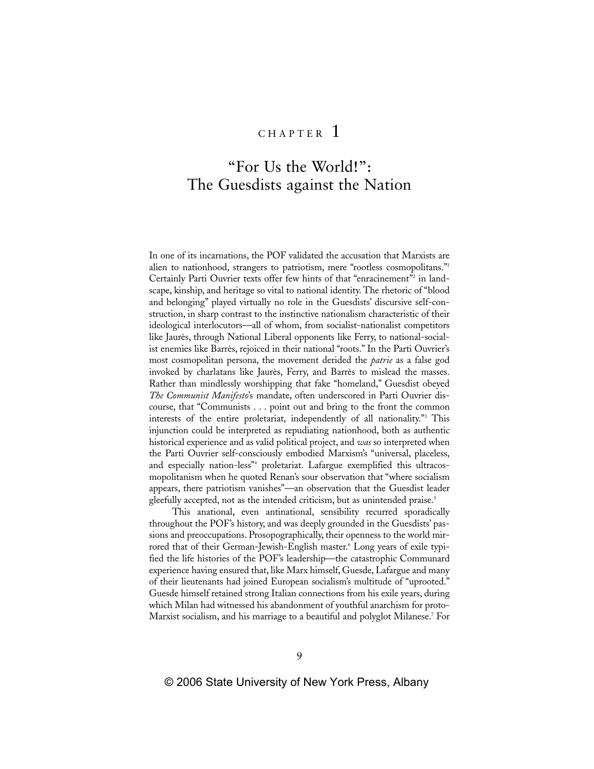# CHAPTER 1

## "For Us the World!": The Guesdists against the Nation

In one of its incarnations, the POF validated the accusation that Marxists are alien to nationhood, strangers to patriotism, mere "rootless cosmopolitans."[1] Certainly Parti Ouvrier texts offer few hints of that "enracinement"[2] in landscape, kinship, and heritage so vital to national identity. The rhetoric of "blood and belonging" played virtually no role in the Guesdists' discursive self-construction, in sharp contrast to the instinctive nationalism characteristic of their ideological interlocutors—all of whom, from socialist-nationalist competitors like Jaurès, through National Liberal opponents like Ferry, to national-socialist enemies like Barrès, rejoiced in their national "roots." In the Parti Ouvrier's most cosmopolitan persona, the movement derided the *patrie* as a false god invoked by charlatans like Jaurès, Ferry, and Barrès to mislead the masses. Rather than mindlessly worshipping that fake "homeland," Guesdist obeyed *The Communist Manifesto*'s mandate, often underscored in Parti Ouvrier discourse, that "Communists . . . point out and bring to the front the common interests of the entire proletariat, independently of all nationality."[3] This injunction could be interpreted as repudiating nationhood, both as authentic historical experience and as valid political project, and *was* so interpreted when the Parti Ouvrier self-consciously embodied Marxism's "universal, placeless, and especially nation-less"[4] proletariat. Lafargue exemplified this ultracosmopolitanism when he quoted Renan's sour observation that "where socialism appears, there patriotism vanishes"—an observation that the Guesdist leader gleefully accepted, not as the intended criticism, but as unintended praise.[5]

This anational, even antinational, sensibility recurred sporadically throughout the POF's history, and was deeply grounded in the Guesdists' passions and preoccupations. Prosopographically, their openness to the world mirrored that of their German-Jewish-English master.[6] Long years of exile typified the life histories of the POF's leadership—the catastrophic Communard experience having ensured that, like Marx himself, Guesde, Lafargue and many of their lieutenants had joined European socialism's multitude of "uprooted." Guesde himself retained strong Italian connections from his exile years, during which Milan had witnessed his abandonment of youthful anarchism for proto-Marxist socialism, and his marriage to a beautiful and polyglot Milanese.[7] For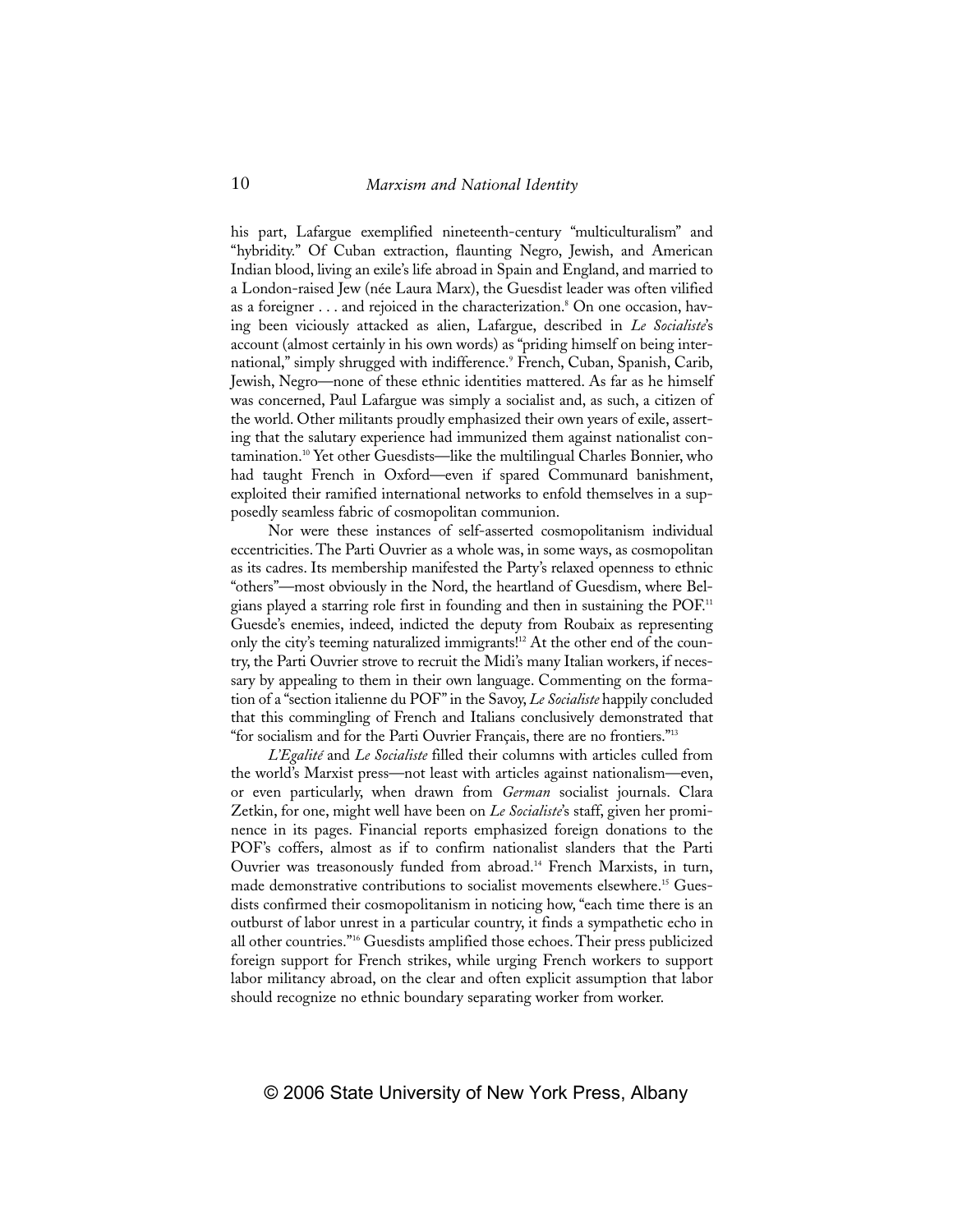his part, Lafargue exemplified nineteenth-century "multiculturalism" and "hybridity." Of Cuban extraction, flaunting Negro, Jewish, and American Indian blood, living an exile's life abroad in Spain and England, and married to a London-raised Jew (née Laura Marx), the Guesdist leader was often vilified as a foreigner . . . and rejoiced in the characterization.[8] On one occasion, having been viciously attacked as alien, Lafargue, described in *Le Socialiste*'s account (almost certainly in his own words) as "priding himself on being international," simply shrugged with indifference.[9] French, Cuban, Spanish, Carib, Jewish, Negro—none of these ethnic identities mattered. As far as he himself was concerned, Paul Lafargue was simply a socialist and, as such, a citizen of the world. Other militants proudly emphasized their own years of exile, asserting that the salutary experience had immunized them against nationalist contamination.[10] Yet other Guesdists—like the multilingual Charles Bonnier, who had taught French in Oxford—even if spared Communard banishment, exploited their ramified international networks to enfold themselves in a supposedly seamless fabric of cosmopolitan communion.

Nor were these instances of self-asserted cosmopolitanism individual eccentricities. The Parti Ouvrier as a whole was, in some ways, as cosmopolitan as its cadres. Its membership manifested the Party's relaxed openness to ethnic "others"—most obviously in the Nord, the heartland of Guesdism, where Belgians played a starring role first in founding and then in sustaining the POF.[11] Guesde's enemies, indeed, indicted the deputy from Roubaix as representing only the city's teeming naturalized immigrants![12] At the other end of the country, the Parti Ouvrier strove to recruit the Midi's many Italian workers, if necessary by appealing to them in their own language. Commenting on the formation of a "section italienne du POF" in the Savoy, *Le Socialiste* happily concluded that this commingling of French and Italians conclusively demonstrated that "for socialism and for the Parti Ouvrier Français, there are no frontiers."[13]

*L'Egalité* and *Le Socialiste* filled their columns with articles culled from the world's Marxist press—not least with articles against nationalism—even, or even particularly, when drawn from *German* socialist journals. Clara Zetkin, for one, might well have been on *Le Socialiste*'s staff, given her prominence in its pages. Financial reports emphasized foreign donations to the POF's coffers, almost as if to confirm nationalist slanders that the Parti Ouvrier was treasonously funded from abroad.[14] French Marxists, in turn, made demonstrative contributions to socialist movements elsewhere.[15] Guesdists confirmed their cosmopolitanism in noticing how, "each time there is an outburst of labor unrest in a particular country, it finds a sympathetic echo in all other countries."[16] Guesdists amplified those echoes. Their press publicized foreign support for French strikes, while urging French workers to support labor militancy abroad, on the clear and often explicit assumption that labor should recognize no ethnic boundary separating worker from worker.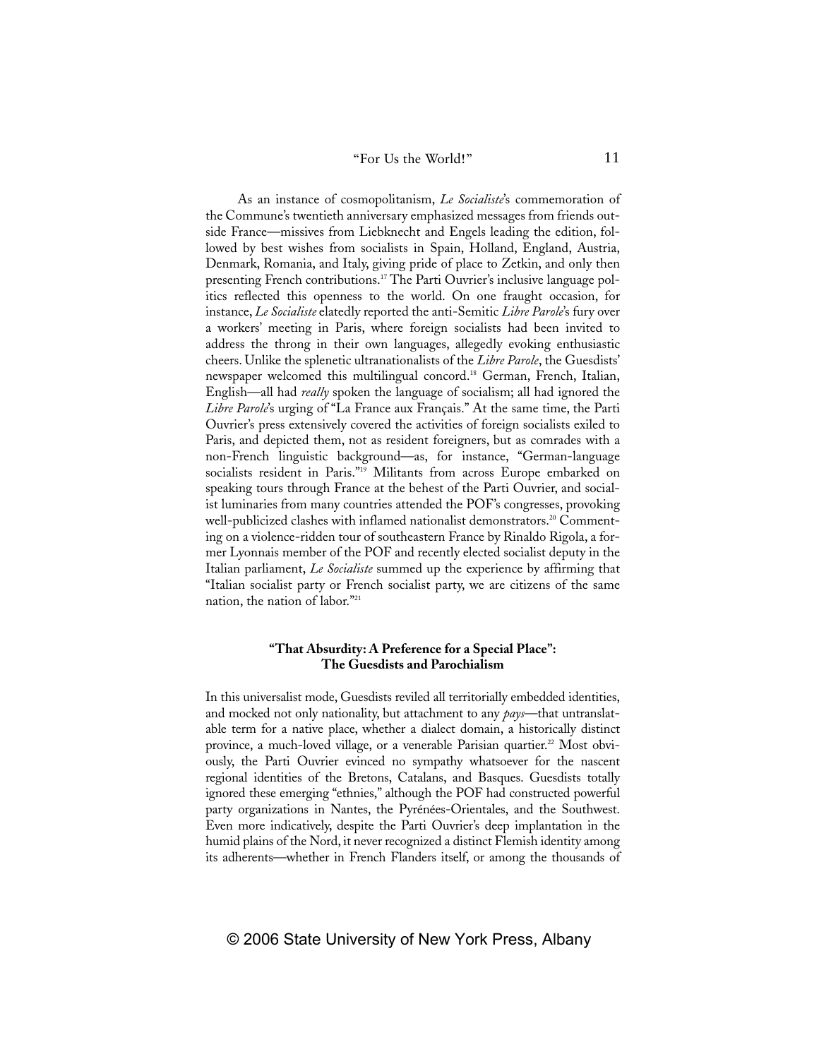As an instance of cosmopolitanism, *Le Socialiste*'s commemoration of the Commune's twentieth anniversary emphasized messages from friends outside France—missives from Liebknecht and Engels leading the edition, followed by best wishes from socialists in Spain, Holland, England, Austria, Denmark, Romania, and Italy, giving pride of place to Zetkin, and only then presenting French contributions.[17] The Parti Ouvrier's inclusive language politics reflected this openness to the world. On one fraught occasion, for instance, *Le Socialiste* elatedly reported the anti-Semitic *Libre Parole*'s fury over a workers' meeting in Paris, where foreign socialists had been invited to address the throng in their own languages, allegedly evoking enthusiastic cheers. Unlike the splenetic ultranationalists of the *Libre Parole*, the Guesdists' newspaper welcomed this multilingual concord.[18] German, French, Italian, English—all had *really* spoken the language of socialism; all had ignored the *Libre Parole*'s urging of "La France aux Français." At the same time, the Parti Ouvrier's press extensively covered the activities of foreign socialists exiled to Paris, and depicted them, not as resident foreigners, but as comrades with a non-French linguistic background—as, for instance, "German-language socialists resident in Paris."[19] Militants from across Europe embarked on speaking tours through France at the behest of the Parti Ouvrier, and socialist luminaries from many countries attended the POF's congresses, provoking well-publicized clashes with inflamed nationalist demonstrators.[20] Commenting on a violence-ridden tour of southeastern France by Rinaldo Rigola, a former Lyonnais member of the POF and recently elected socialist deputy in the Italian parliament, *Le Socialiste* summed up the experience by affirming that "Italian socialist party or French socialist party, we are citizens of the same nation, the nation of labor."[21]

### "That Absurdity: A Preference for a Special Place": The Guesdists and Parochialism

In this universalist mode, Guesdists reviled all territorially embedded identities, and mocked not only nationality, but attachment to any *pays*—that untranslatable term for a native place, whether a dialect domain, a historically distinct province, a much-loved village, or a venerable Parisian quartier.[22] Most obviously, the Parti Ouvrier evinced no sympathy whatsoever for the nascent regional identities of the Bretons, Catalans, and Basques. Guesdists totally ignored these emerging "ethnies," although the POF had constructed powerful party organizations in Nantes, the Pyrénées-Orientales, and the Southwest. Even more indicatively, despite the Parti Ouvrier's deep implantation in the humid plains of the Nord, it never recognized a distinct Flemish identity among its adherents—whether in French Flanders itself, or among the thousands of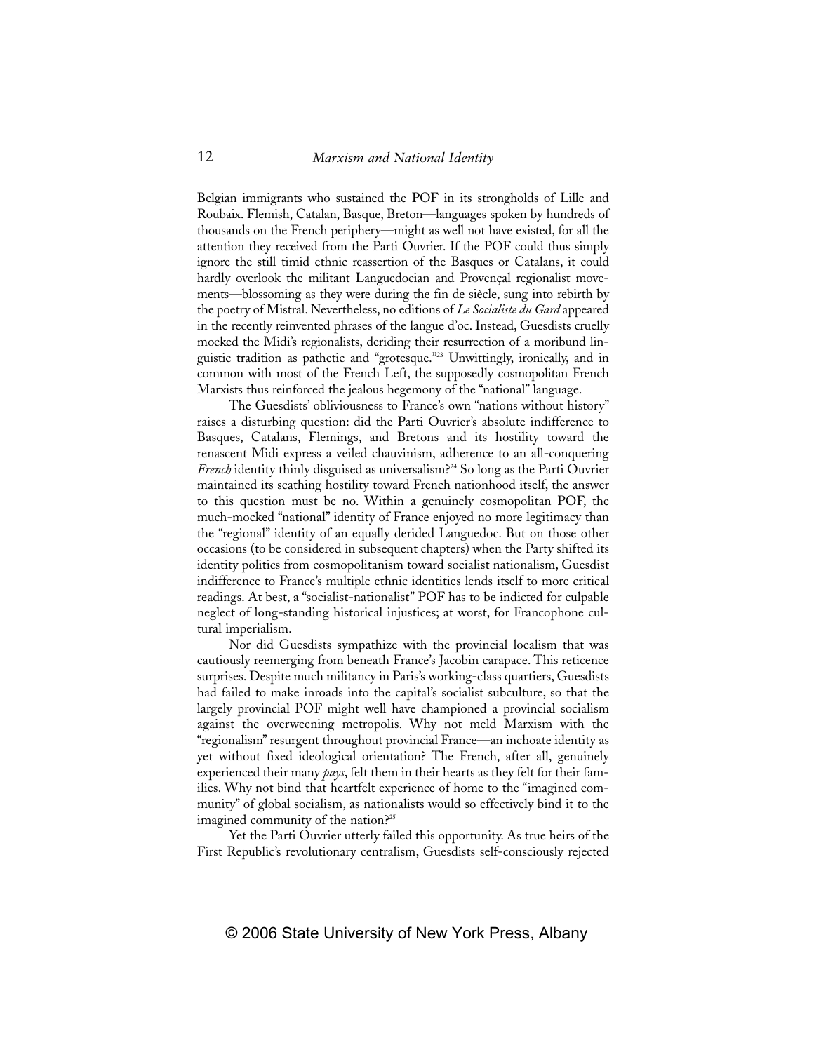Belgian immigrants who sustained the POF in its strongholds of Lille and Roubaix. Flemish, Catalan, Basque, Breton—languages spoken by hundreds of thousands on the French periphery—might as well not have existed, for all the attention they received from the Parti Ouvrier. If the POF could thus simply ignore the still timid ethnic reassertion of the Basques or Catalans, it could hardly overlook the militant Languedocian and Provençal regionalist movements—blossoming as they were during the fin de siècle, sung into rebirth by the poetry of Mistral. Nevertheless, no editions of *Le Socialiste du Gard* appeared in the recently reinvented phrases of the langue d'oc. Instead, Guesdists cruelly mocked the Midi's regionalists, deriding their resurrection of a moribund linguistic tradition as pathetic and "grotesque."[23] Unwittingly, ironically, and in common with most of the French Left, the supposedly cosmopolitan French Marxists thus reinforced the jealous hegemony of the "national" language.

The Guesdists' obliviousness to France's own "nations without history" raises a disturbing question: did the Parti Ouvrier's absolute indifference to Basques, Catalans, Flemings, and Bretons and its hostility toward the renascent Midi express a veiled chauvinism, adherence to an all-conquering *French* identity thinly disguised as universalism?[24] So long as the Parti Ouvrier maintained its scathing hostility toward French nationhood itself, the answer to this question must be no. Within a genuinely cosmopolitan POF, the much-mocked "national" identity of France enjoyed no more legitimacy than the "regional" identity of an equally derided Languedoc. But on those other occasions (to be considered in subsequent chapters) when the Party shifted its identity politics from cosmopolitanism toward socialist nationalism, Guesdist indifference to France's multiple ethnic identities lends itself to more critical readings. At best, a "socialist-nationalist" POF has to be indicted for culpable neglect of long-standing historical injustices; at worst, for Francophone cultural imperialism.

Nor did Guesdists sympathize with the provincial localism that was cautiously reemerging from beneath France's Jacobin carapace. This reticence surprises. Despite much militancy in Paris's working-class quarters, Guesdists had failed to make inroads into the capital's socialist subculture, so that the largely provincial POF might well have championed a provincial socialism against the overweening metropolis. Why not meld Marxism with the "regionalism" resurgent throughout provincial France—an inchoate identity as yet without fixed ideological orientation? The French, after all, genuinely experienced their many *pays*, felt them in their hearts as they felt for their families. Why not bind that heartfelt experience of home to the "imagined community" of global socialism, as nationalists would so effectively bind it to the imagined community of the nation?[25]

Yet the Parti Ouvrier utterly failed this opportunity. As true heirs of the First Republic's revolutionary centralism, Guesdists self-consciously rejected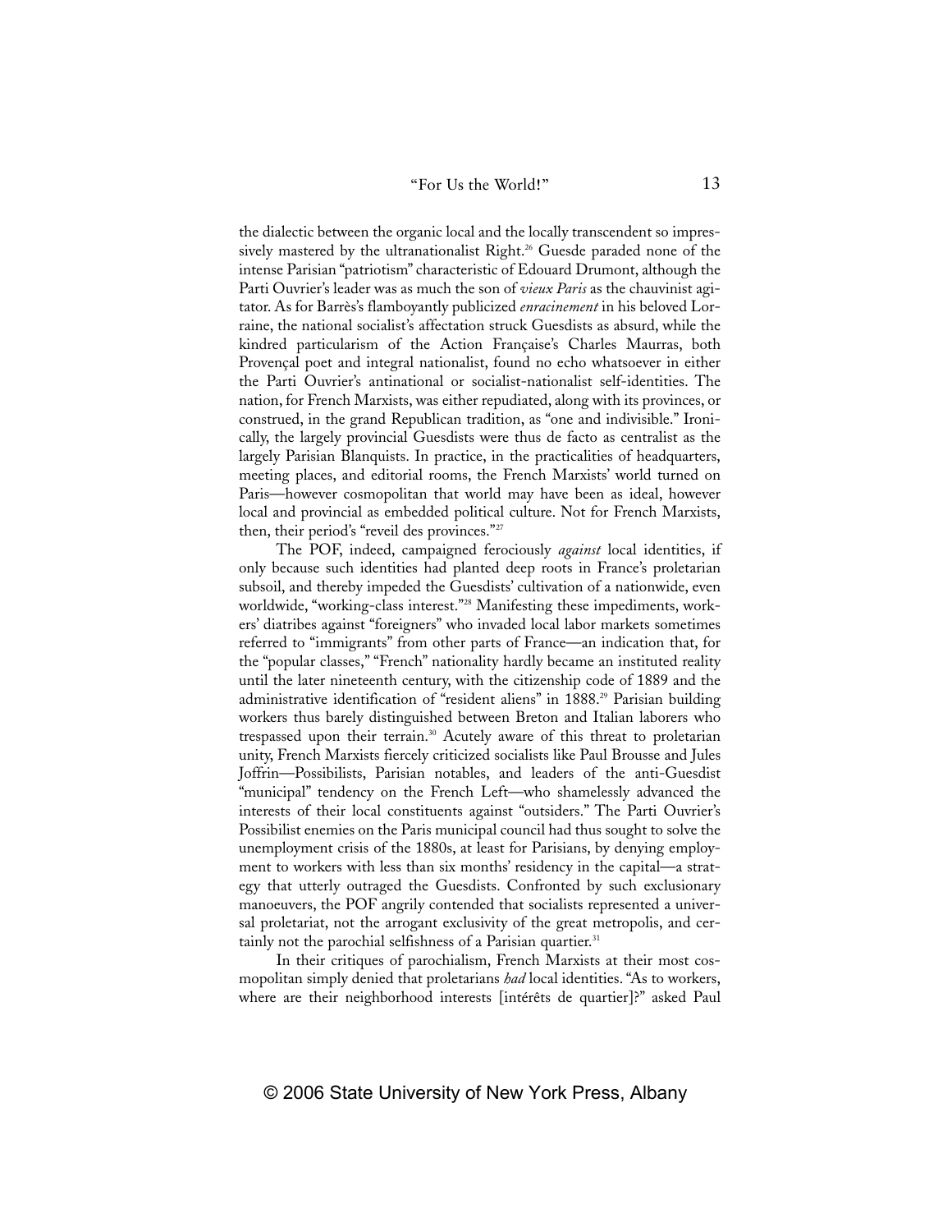the dialectic between the organic local and the locally transcendent so impressively mastered by the ultranationalist Right.[26] Guesde paraded none of the intense Parisian "patriotism" characteristic of Edouard Drumont, although the Parti Ouvrier's leader was as much the son of *vieux Paris* as the chauvinist agitator. As for Barrès's flamboyantly publicized *enracinement* in his beloved Lorraine, the national socialist's affectation struck Guesdists as absurd, while the kindred particularism of the Action Française's Charles Maurras, both Provençal poet and integral nationalist, found no echo whatsoever in either the Parti Ouvrier's antinational or socialist-nationalist self-identities. The nation, for French Marxists, was either repudiated, along with its provinces, or construed, in the grand Republican tradition, as "one and indivisible." Ironically, the largely provincial Guesdists were thus de facto as centralist as the largely Parisian Blanquists. In practice, in the practicalities of headquarters, meeting places, and editorial rooms, the French Marxists' world turned on Paris—however cosmopolitan that world may have been as ideal, however local and provincial as embedded political culture. Not for French Marxists, then, their period's "reveil des provinces."[27]

The POF, indeed, campaigned ferociously *against* local identities, if only because such identities had planted deep roots in France's proletarian subsoil, and thereby impeded the Guesdists' cultivation of a nationwide, even worldwide, "working-class interest."[28] Manifesting these impediments, workers' diatribes against "foreigners" who invaded local labor markets sometimes referred to "immigrants" from other parts of France—an indication that, for the "popular classes," "French" nationality hardly became an instituted reality until the later nineteenth century, with the citizenship code of 1889 and the administrative identification of "resident aliens" in 1888.[29] Parisian building workers thus barely distinguished between Breton and Italian laborers who trespassed upon their terrain.[30] Acutely aware of this threat to proletarian unity, French Marxists fiercely criticized socialists like Paul Brousse and Jules Joffrin—Possibilists, Parisian notables, and leaders of the anti-Guesdist "municipal" tendency on the French Left—who shamelessly advanced the interests of their local constituents against "outsiders." The Parti Ouvrier's Possibilist enemies on the Paris municipal council had thus sought to solve the unemployment crisis of the 1880s, at least for Parisians, by denying employment to workers with less than six months' residency in the capital—a strategy that utterly outraged the Guesdists. Confronted by such exclusionary manoeuvers, the POF angrily contended that socialists represented a universal proletariat, not the arrogant exclusivity of the great metropolis, and certainly not the parochial selfishness of a Parisian quartier.[31]

In their critiques of parochialism, French Marxists at their most cosmopolitan simply denied that proletarians *had* local identities. "As to workers, where are their neighborhood interests [intérêts de quartier]?" asked Paul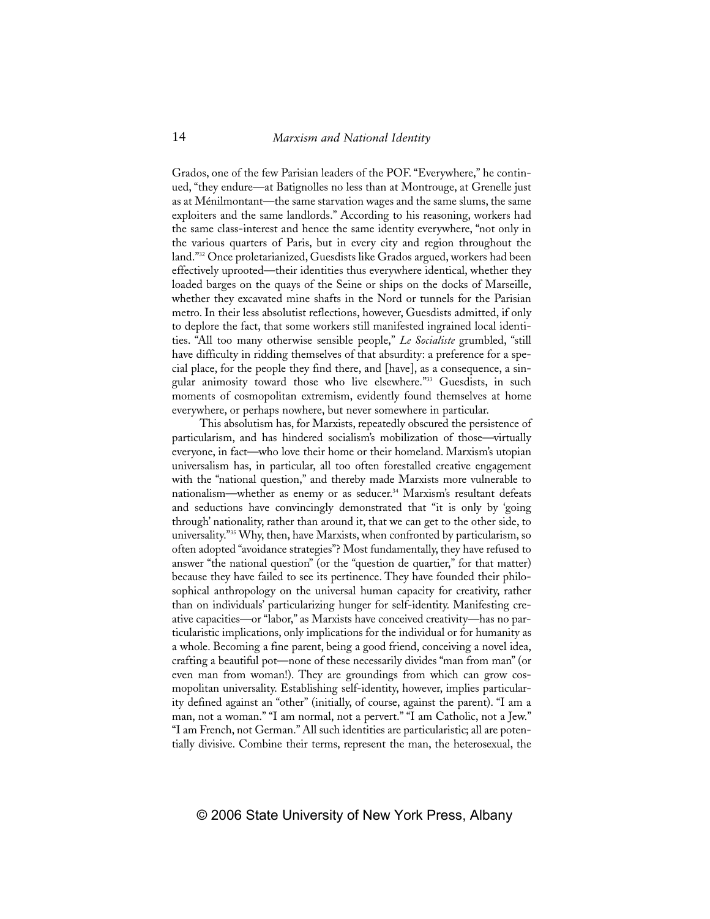Grados, one of the few Parisian leaders of the POF. "Everywhere," he continued, "they endure—at Batignolles no less than at Montrouge, at Grenelle just as at Ménilmontant—the same starvation wages and the same slums, the same exploiters and the same landlords." According to his reasoning, workers had the same class-interest and hence the same identity everywhere, "not only in the various quarters of Paris, but in every city and region throughout the land."[32] Once proletarianized, Guesdists like Grados argued, workers had been effectively uprooted—their identities thus everywhere identical, whether they loaded barges on the quays of the Seine or ships on the docks of Marseille, whether they excavated mine shafts in the Nord or tunnels for the Parisian metro. In their less absolutist reflections, however, Guesdists admitted, if only to deplore the fact, that some workers still manifested ingrained local identities. "All too many otherwise sensible people," *Le Socialiste* grumbled, "still have difficulty in ridding themselves of that absurdity: a preference for a special place, for the people they find there, and [have], as a consequence, a singular animosity toward those who live elsewhere."[33] Guesdists, in such moments of cosmopolitan extremism, evidently found themselves at home everywhere, or perhaps nowhere, but never somewhere in particular.

This absolutism has, for Marxists, repeatedly obscured the persistence of particularism, and has hindered socialism's mobilization of those—virtually everyone, in fact—who love their home or their homeland. Marxism's utopian universalism has, in particular, all too often forestalled creative engagement with the "national question," and thereby made Marxists more vulnerable to nationalism—whether as enemy or as seducer.[34] Marxism's resultant defeats and seductions have convincingly demonstrated that "it is only by 'going through' nationality, rather than around it, that we can get to the other side, to universality."[35] Why, then, have Marxists, when confronted by particularism, so often adopted "avoidance strategies"? Most fundamentally, they have refused to answer "the national question" (or the "question de quartier," for that matter) because they have failed to see its pertinence. They have founded their philosophical anthropology on the universal human capacity for creativity, rather than on individuals' particularizing hunger for self-identity. Manifesting creative capacities—or "labor," as Marxists have conceived creativity—has no particularistic implications, only implications for the individual or for humanity as a whole. Becoming a fine parent, being a good friend, conceiving a novel idea, crafting a beautiful pot—none of these necessarily divides "man from man" (or even man from woman!). They are groundings from which can grow cosmopolitan universality. Establishing self-identity, however, implies particularity defined against an "other" (initially, of course, against the parent). "I am a man, not a woman." "I am normal, not a pervert." "I am Catholic, not a Jew." "I am French, not German." All such identities are particularistic; all are potentially divisive. Combine their terms, represent the man, the heterosexual, the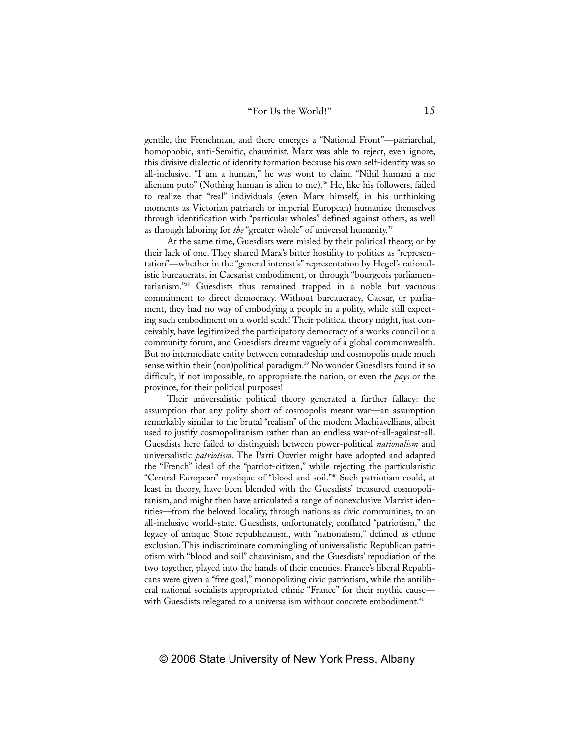gentile, the Frenchman, and there emerges a "National Front"—patriarchal, homophobic, anti-Semitic, chauvinist. Marx was able to reject, even ignore, this divisive dialectic of identity formation because his own self-identity was so all-inclusive. "I am a human," he was wont to claim. "Nihil humani a me alienum puto" (Nothing human is alien to me).[36] He, like his followers, failed to realize that "real" individuals (even Marx himself, in his unthinking moments as Victorian patriarch or imperial European) humanize themselves through identification with "particular wholes" defined against others, as well as through laboring for *the* "greater whole" of universal humanity.[37]

At the same time, Guesdists were misled by their political theory, or by their lack of one. They shared Marx's bitter hostility to politics as "representation"—whether in the "general interest's" representation by Hegel's rationalistic bureaucrats, in Caesarist embodiment, or through "bourgeois parliamentarianism."[38] Guesdists thus remained trapped in a noble but vacuous commitment to direct democracy. Without bureaucracy, Caesar, or parliament, they had no way of embodying a people in a polity, while still expecting such embodiment on a world scale! Their political theory might, just conceivably, have legitimized the participatory democracy of a works council or a community forum, and Guesdists dreamt vaguely of a global commonwealth. But no intermediate entity between comradeship and cosmopolis made much sense within their (non)political paradigm.[39] No wonder Guesdists found it so difficult, if not impossible, to appropriate the nation, or even the *pays* or the province, for their political purposes!

Their universalistic political theory generated a further fallacy: the assumption that any polity short of cosmopolis meant war—an assumption remarkably similar to the brutal "realism" of the modern Machiavellians, albeit used to justify cosmopolitanism rather than an endless war-of-all-against-all. Guesdists here failed to distinguish between power-political *nationalism* and universalistic *patriotism.* The Parti Ouvrier might have adopted and adapted the "French" ideal of the "patriot-citizen," while rejecting the particularistic "Central European" mystique of "blood and soil."[40] Such patriotism could, at least in theory, have been blended with the Guesdists' treasured cosmopolitanism, and might then have articulated a range of nonexclusive Marxist identities—from the beloved locality, through nations as civic communities, to an all-inclusive world-state. Guesdists, unfortunately, conflated "patriotism," the legacy of antique Stoic republicanism, with "nationalism," defined as ethnic exclusion. This indiscriminate commingling of universalistic Republican patriotism with "blood and soil" chauvinism, and the Guesdists' repudiation of the two together, played into the hands of their enemies. France's liberal Republicans were given a "free goal," monopolizing civic patriotism, while the antiliberal national socialists appropriated ethnic "France" for their mythic cause—with Guesdists relegated to a universalism without concrete embodiment.[41]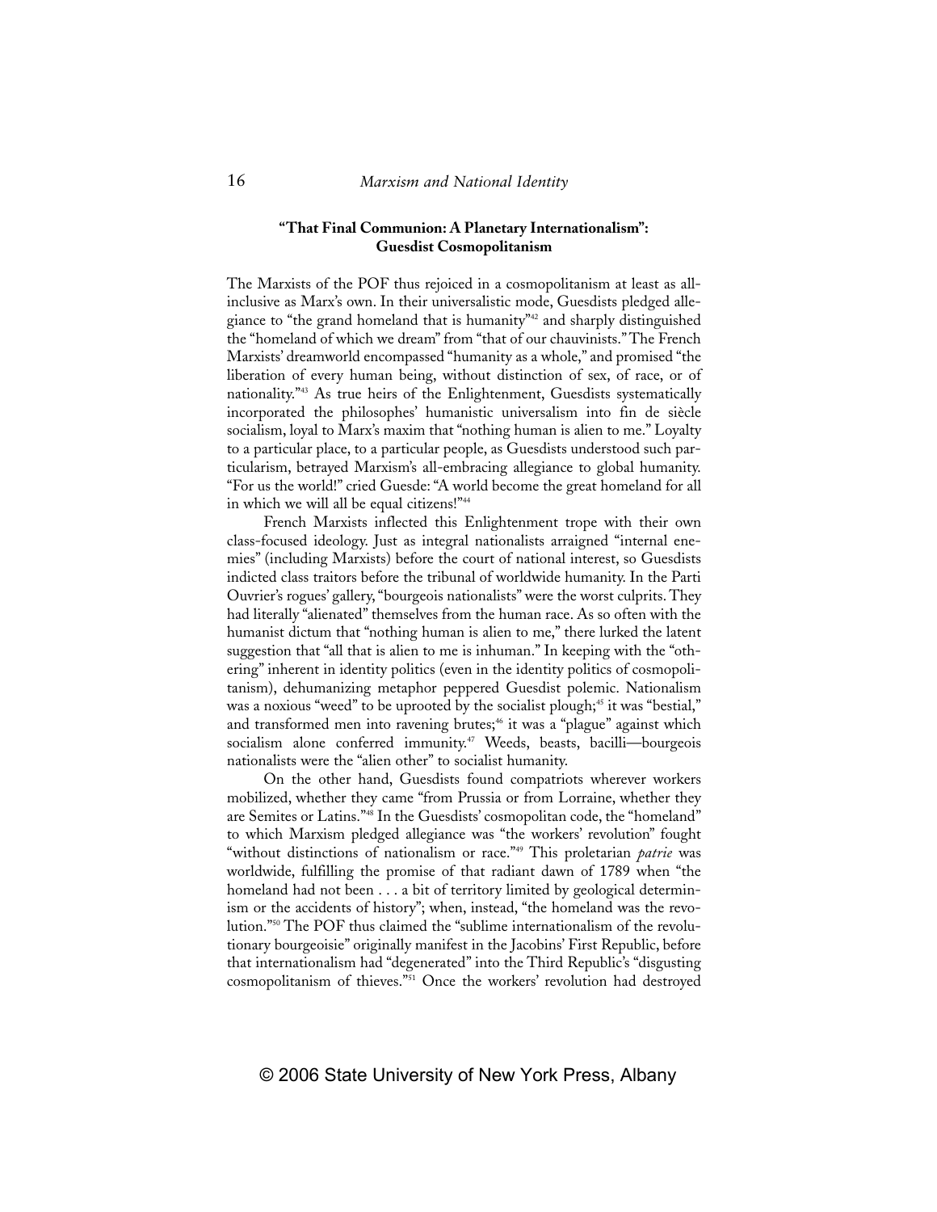### "That Final Communion: A Planetary Internationalism": Guesdist Cosmopolitanism

The Marxists of the POF thus rejoiced in a cosmopolitanism at least as all-inclusive as Marx's own. In their universalistic mode, Guesdists pledged allegiance to "the grand homeland that is humanity"[42] and sharply distinguished the "homeland of which we dream" from "that of our chauvinists." The French Marxists' dreamworld encompassed "humanity as a whole," and promised "the liberation of every human being, without distinction of sex, of race, or of nationality."[43] As true heirs of the Enlightenment, Guesdists systematically incorporated the philosophes' humanistic universalism into fin de siècle socialism, loyal to Marx's maxim that "nothing human is alien to me." Loyalty to a particular place, to a particular people, as Guesdists understood such particularism, betrayed Marxism's all-embracing allegiance to global humanity. "For us the world!" cried Guesde: "A world become the great homeland for all in which we will all be equal citizens!"[44]

French Marxists inflected this Enlightenment trope with their own class-focused ideology. Just as integral nationalists arraigned "internal enemies" (including Marxists) before the court of national interest, so Guesdists indicted class traitors before the tribunal of worldwide humanity. In the Parti Ouvrier's rogues' gallery, "bourgeois nationalists" were the worst culprits. They had literally "alienated" themselves from the human race. As so often with the humanist dictum that "nothing human is alien to me," there lurked the latent suggestion that "all that is alien to me is inhuman." In keeping with the "othering" inherent in identity politics (even in the identity politics of cosmopolitanism), dehumanizing metaphor peppered Guesdist polemic. Nationalism was a noxious "weed" to be uprooted by the socialist plough;[45] it was "bestial," and transformed men into ravening brutes;[46] it was a "plague" against which socialism alone conferred immunity.[47] Weeds, beasts, bacilli—bourgeois nationalists were the "alien other" to socialist humanity.

On the other hand, Guesdists found compatriots wherever workers mobilized, whether they came "from Prussia or from Lorraine, whether they are Semites or Latins."[48] In the Guesdists' cosmopolitan code, the "homeland" to which Marxism pledged allegiance was "the workers' revolution" fought "without distinctions of nationalism or race."[49] This proletarian *patrie* was worldwide, fulfilling the promise of that radiant dawn of 1789 when "the homeland had not been . . . a bit of territory limited by geological determinism or the accidents of history"; when, instead, "the homeland was the revolution."[50] The POF thus claimed the "sublime internationalism of the revolutionary bourgeoisie" originally manifest in the Jacobins' First Republic, before that internationalism had "degenerated" into the Third Republic's "disgusting cosmopolitanism of thieves."[51] Once the workers' revolution had destroyed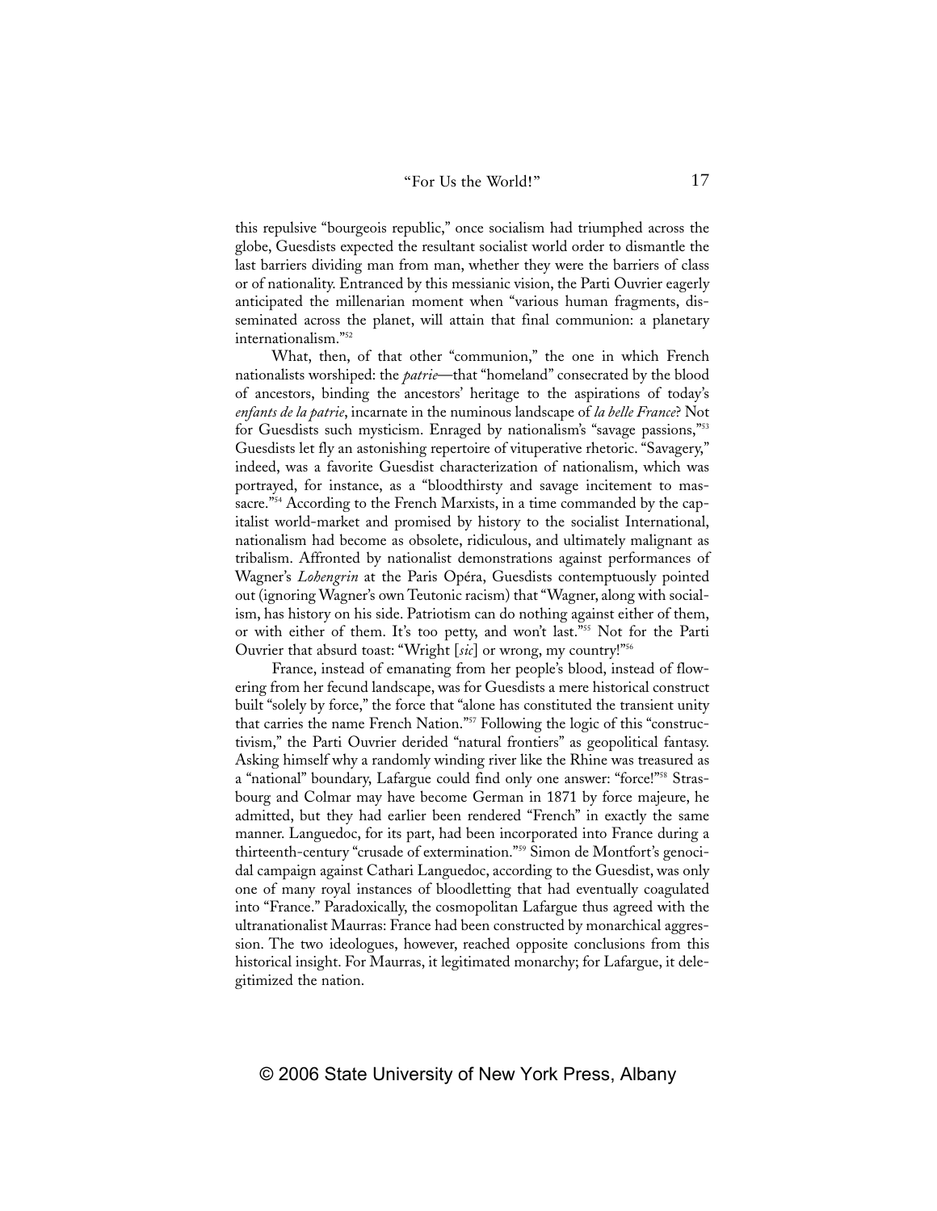this repulsive "bourgeois republic," once socialism had triumphed across the globe, Guesdists expected the resultant socialist world order to dismantle the last barriers dividing man from man, whether they were the barriers of class or of nationality. Entranced by this messianic vision, the Parti Ouvrier eagerly anticipated the millenarian moment when "various human fragments, disseminated across the planet, will attain that final communion: a planetary internationalism."[52]

What, then, of that other "communion," the one in which French nationalists worshiped: the *patrie*—that "homeland" consecrated by the blood of ancestors, binding the ancestors' heritage to the aspirations of today's *enfants de la patrie*, incarnate in the numinous landscape of *la belle France*? Not for Guesdists such mysticism. Enraged by nationalism's "savage passions,"[53] Guesdists let fly an astonishing repertoire of vituperative rhetoric. "Savagery," indeed, was a favorite Guesdist characterization of nationalism, which was portrayed, for instance, as a "bloodthirsty and savage incitement to massacre."[54] According to the French Marxists, in a time commanded by the capitalist world-market and promised by history to the socialist International, nationalism had become as obsolete, ridiculous, and ultimately malignant as tribalism. Affronted by nationalist demonstrations against performances of Wagner's *Lohengrin* at the Paris Opéra, Guesdists contemptuously pointed out (ignoring Wagner's own Teutonic racism) that "Wagner, along with socialism, has history on his side. Patriotism can do nothing against either of them, or with either of them. It's too petty, and won't last."[55] Not for the Parti Ouvrier that absurd toast: "Wright [*sic*] or wrong, my country!"[56]

France, instead of emanating from her people's blood, instead of flowering from her fecund landscape, was for Guesdists a mere historical construct built "solely by force," the force that "alone has constituted the transient unity that carries the name French Nation."[57] Following the logic of this "constructivism," the Parti Ouvrier derided "natural frontiers" as geopolitical fantasy. Asking himself why a randomly winding river like the Rhine was treasured as a "national" boundary, Lafargue could find only one answer: "force!"[58] Strasbourg and Colmar may have become German in 1871 by force majeure, he admitted, but they had earlier been rendered "French" in exactly the same manner. Languedoc, for its part, had been incorporated into France during a thirteenth-century "crusade of extermination."[59] Simon de Montfort's genocidal campaign against Cathari Languedoc, according to the Guesdist, was only one of many royal instances of bloodletting that had eventually coagulated into "France." Paradoxically, the cosmopolitan Lafargue thus agreed with the ultranationalist Maurras: France had been constructed by monarchical aggression. The two ideologues, however, reached opposite conclusions from this historical insight. For Maurras, it legitimated monarchy; for Lafargue, it delegitimized the nation.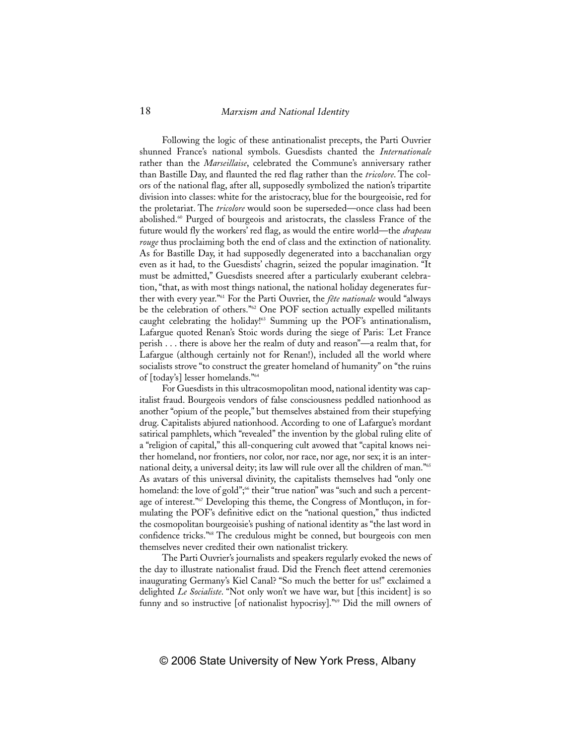Following the logic of these antinationalist precepts, the Parti Ouvrier shunned France's national symbols. Guesdists chanted the *Internationale* rather than the *Marseillaise*, celebrated the Commune's anniversary rather than Bastille Day, and flaunted the red flag rather than the *tricolore*. The colors of the national flag, after all, supposedly symbolized the nation's tripartite division into classes: white for the aristocracy, blue for the bourgeoisie, red for the proletariat. The *tricolore* would soon be superseded—once class had been abolished.[60] Purged of bourgeois and aristocrats, the classless France of the future would fly the workers' red flag, as would the entire world—the *drapeau rouge* thus proclaiming both the end of class and the extinction of nationality. As for Bastille Day, it had supposedly degenerated into a bacchanalian orgy even as it had, to the Guesdists' chagrin, seized the popular imagination. "It must be admitted," Guesdists sneered after a particularly exuberant celebration, "that, as with most things national, the national holiday degenerates further with every year."[61] For the Parti Ouvrier, the *fête nationale* would "always be the celebration of others."[62] One POF section actually expelled militants caught celebrating the holiday![63] Summing up the POF's antinationalism, Lafargue quoted Renan's Stoic words during the siege of Paris: "Let France perish . . . there is above her the realm of duty and reason"—a realm that, for Lafargue (although certainly not for Renan!), included all the world where socialists strove "to construct the greater homeland of humanity" on "the ruins of [today's] lesser homelands."[64]

For Guesdists in this ultracosmopolitan mood, national identity was capitalist fraud. Bourgeois vendors of false consciousness peddled nationhood as another "opium of the people," but themselves abstained from their stupefying drug. Capitalists abjured nationhood. According to one of Lafargue's mordant satirical pamphlets, which "revealed" the invention by the global ruling elite of a "religion of capital," this all-conquering cult avowed that "capital knows neither homeland, nor frontiers, nor color, nor race, nor age, nor sex; it is an international deity, a universal deity; its law will rule over all the children of man."[65] As avatars of this universal divinity, the capitalists themselves had "only one homeland: the love of gold";[66] their "true nation" was "such and such a percentage of interest."[67] Developing this theme, the Congress of Montluçon, in formulating the POF's definitive edict on the "national question," thus indicted the cosmopolitan bourgeoisie's pushing of national identity as "the last word in confidence tricks."[68] The credulous might be conned, but bourgeois con men themselves never credited their own nationalist trickery.

The Parti Ouvrier's journalists and speakers regularly evoked the news of the day to illustrate nationalist fraud. Did the French fleet attend ceremonies inaugurating Germany's Kiel Canal? "So much the better for us!" exclaimed a delighted *Le Socialiste*. "Not only won't we have war, but [this incident] is so funny and so instructive [of nationalist hypocrisy]."[69] Did the mill owners of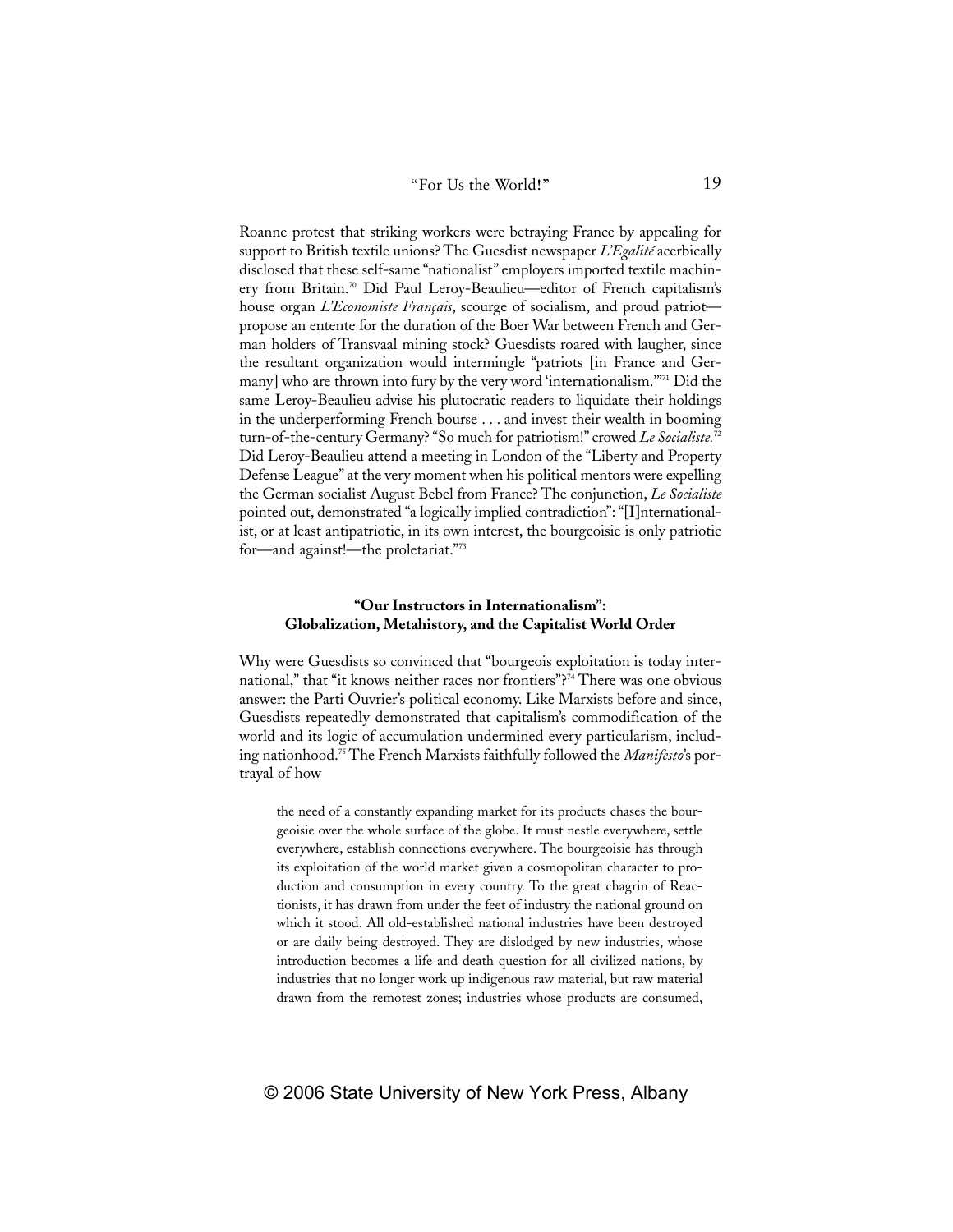Roanne protest that striking workers were betraying France by appealing for support to British textile unions? The Guesdist newspaper *L'Egalité* acerbically disclosed that these self-same "nationalist" employers imported textile machinery from Britain.[70] Did Paul Leroy-Beaulieu—editor of French capitalism's house organ *L'Economiste Français*, scourge of socialism, and proud patriot—propose an entente for the duration of the Boer War between French and German holders of Transvaal mining stock? Guesdists roared with laughter, since the resultant organization would intermingle "patriots [in France and Germany] who are thrown into fury by the very word 'internationalism.'"[71] Did the same Leroy-Beaulieu advise his plutocratic readers to liquidate their holdings in the underperforming French bourse . . . and invest their wealth in booming turn-of-the-century Germany? "So much for patriotism!" crowed *Le Socialiste.*[72] Did Leroy-Beaulieu attend a meeting in London of the "Liberty and Property Defense League" at the very moment when his political mentors were expelling the German socialist August Bebel from France? The conjunction, *Le Socialiste* pointed out, demonstrated "a logically implied contradiction": "[I]nternationalist, or at least antipatriotic, in its own interest, the bourgeoisie is only patriotic for—and against!—the proletariat."[73]

### "Our Instructors in Internationalism": Globalization, Metahistory, and the Capitalist World Order

Why were Guesdists so convinced that "bourgeois exploitation is today international," that "it knows neither races nor frontiers"?[74] There was one obvious answer: the Parti Ouvrier's political economy. Like Marxists before and since, Guesdists repeatedly demonstrated that capitalism's commodification of the world and its logic of accumulation undermined every particularism, including nationhood.[75] The French Marxists faithfully followed the *Manifesto*'s portrayal of how

> the need of a constantly expanding market for its products chases the bourgeoisie over the whole surface of the globe. It must nestle everywhere, settle everywhere, establish connections everywhere. The bourgeoisie has through its exploitation of the world market given a cosmopolitan character to production and consumption in every country. To the great chagrin of Reactionists, it has drawn from under the feet of industry the national ground on which it stood. All old-established national industries have been destroyed or are daily being destroyed. They are dislodged by new industries, whose introduction becomes a life and death question for all civilized nations, by industries that no longer work up indigenous raw material, but raw material drawn from the remotest zones; industries whose products are consumed,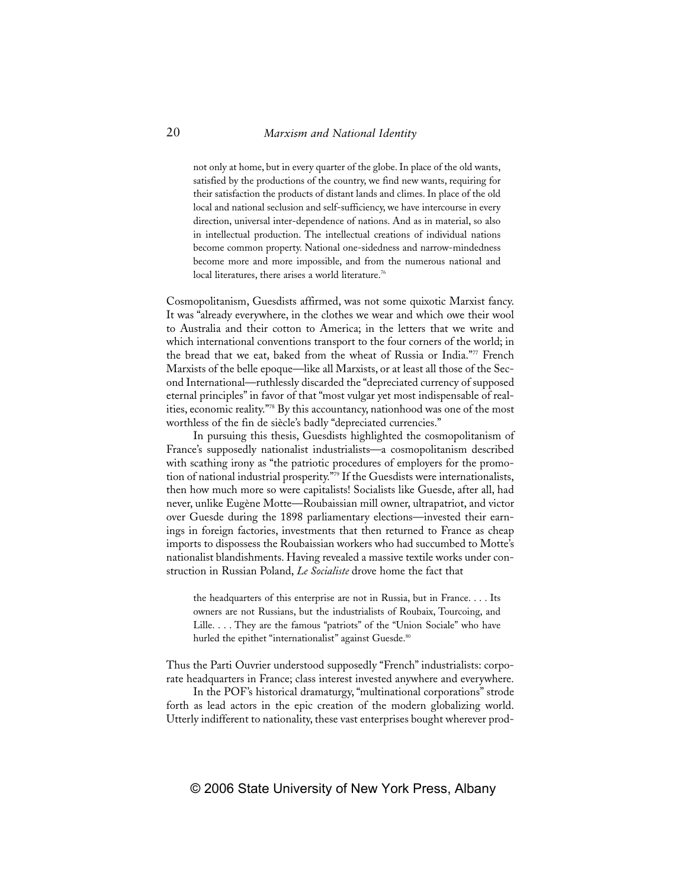> not only at home, but in every quarter of the globe. In place of the old wants, satisfied by the productions of the country, we find new wants, requiring for their satisfaction the products of distant lands and climes. In place of the old local and national seclusion and self-sufficiency, we have intercourse in every direction, universal inter-dependence of nations. And as in material, so also in intellectual production. The intellectual creations of individual nations become common property. National one-sidedness and narrow-mindedness become more and more impossible, and from the numerous national and local literatures, there arises a world literature.[76]

Cosmopolitanism, Guesdists affirmed, was not some quixotic Marxist fancy. It was "already everywhere, in the clothes we wear and which owe their wool to Australia and their cotton to America; in the letters that we write and which international conventions transport to the four corners of the world; in the bread that we eat, baked from the wheat of Russia or India."[77] French Marxists of the belle epoque—like all Marxists, or at least all those of the Second International—ruthlessly discarded the "depreciated currency of supposed eternal principles" in favor of that "most vulgar yet most indispensable of realities, economic reality."[78] By this accountancy, nationhood was one of the most worthless of the fin de siècle's badly "depreciated currencies."

In pursuing this thesis, Guesdists highlighted the cosmopolitanism of France's supposedly nationalist industrialists—a cosmopolitanism described with scathing irony as "the patriotic procedures of employers for the promotion of national industrial prosperity."[79] If the Guesdists were internationalists, then how much more so were capitalists! Socialists like Guesde, after all, had never, unlike Eugène Motte—Roubaissian mill owner, ultrapatriot, and victor over Guesde during the 1898 parliamentary elections—invested their earnings in foreign factories, investments that then returned to France as cheap imports to dispossess the Roubaissian workers who had succumbed to Motte's nationalist blandishments. Having revealed a massive textile works under construction in Russian Poland, *Le Socialiste* drove home the fact that

> the headquarters of this enterprise are not in Russia, but in France. . . . Its owners are not Russians, but the industrialists of Roubaix, Tourcoing, and Lille. . . . They are the famous "patriots" of the "Union Sociale" who have hurled the epithet "internationalist" against Guesde.[80]

Thus the Parti Ouvrier understood supposedly "French" industrialists: corporate headquarters in France; class interest invested anywhere and everywhere.

In the POF's historical dramaturgy, "multinational corporations" strode forth as lead actors in the epic creation of the modern globalizing world. Utterly indifferent to nationality, these vast enterprises bought wherever prod-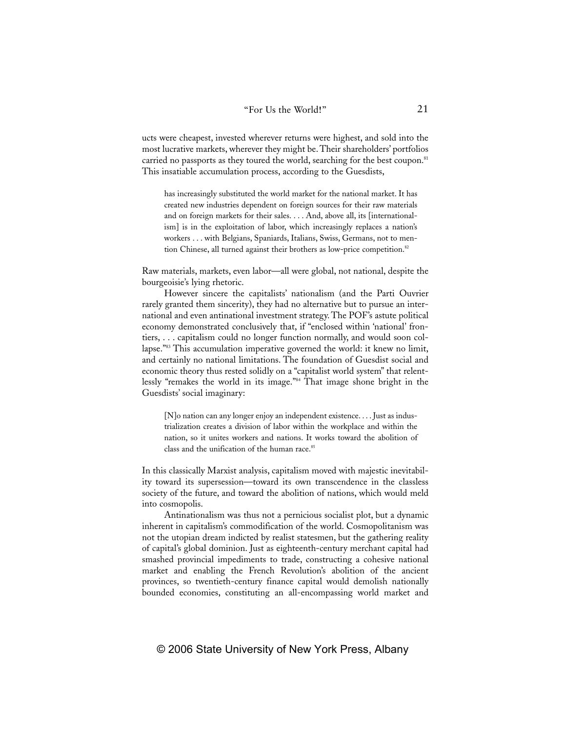ucts were cheapest, invested wherever returns were highest, and sold into the most lucrative markets, wherever they might be. Their shareholders' portfolios carried no passports as they toured the world, searching for the best coupon.[81] This insatiable accumulation process, according to the Guesdists,

> has increasingly substituted the world market for the national market. It has created new industries dependent on foreign sources for their raw materials and on foreign markets for their sales. . . . And, above all, its [internationalism] is in the exploitation of labor, which increasingly replaces a nation's workers . . . with Belgians, Spaniards, Italians, Swiss, Germans, not to mention Chinese, all turned against their brothers as low-price competition.[82]

Raw materials, markets, even labor—all were global, not national, despite the bourgeoisie's lying rhetoric.

However sincere the capitalists' nationalism (and the Parti Ouvrier rarely granted them sincerity), they had no alternative but to pursue an international and even antinational investment strategy. The POF's astute political economy demonstrated conclusively that, if "enclosed within 'national' frontiers, . . . capitalism could no longer function normally, and would soon collapse."[83] This accumulation imperative governed the world: it knew no limit, and certainly no national limitations. The foundation of Guesdist social and economic theory thus rested solidly on a "capitalist world system" that relentlessly "remakes the world in its image."[84] That image shone bright in the Guesdists' social imaginary:

> [N]o nation can any longer enjoy an independent existence. . . . Just as industrialization creates a division of labor within the workplace and within the nation, so it unites workers and nations. It works toward the abolition of class and the unification of the human race.[85]

In this classically Marxist analysis, capitalism moved with majestic inevitability toward its supersession—toward its own transcendence in the classless society of the future, and toward the abolition of nations, which would meld into cosmopolis.

Antinationalism was thus not a pernicious socialist plot, but a dynamic inherent in capitalism's commodification of the world. Cosmopolitanism was not the utopian dream indicted by realist statesmen, but the gathering reality of capital's global dominion. Just as eighteenth-century merchant capital had smashed provincial impediments to trade, constructing a cohesive national market and enabling the French Revolution's abolition of the ancient provinces, so twentieth-century finance capital would demolish nationally bounded economies, constituting an all-encompassing world market and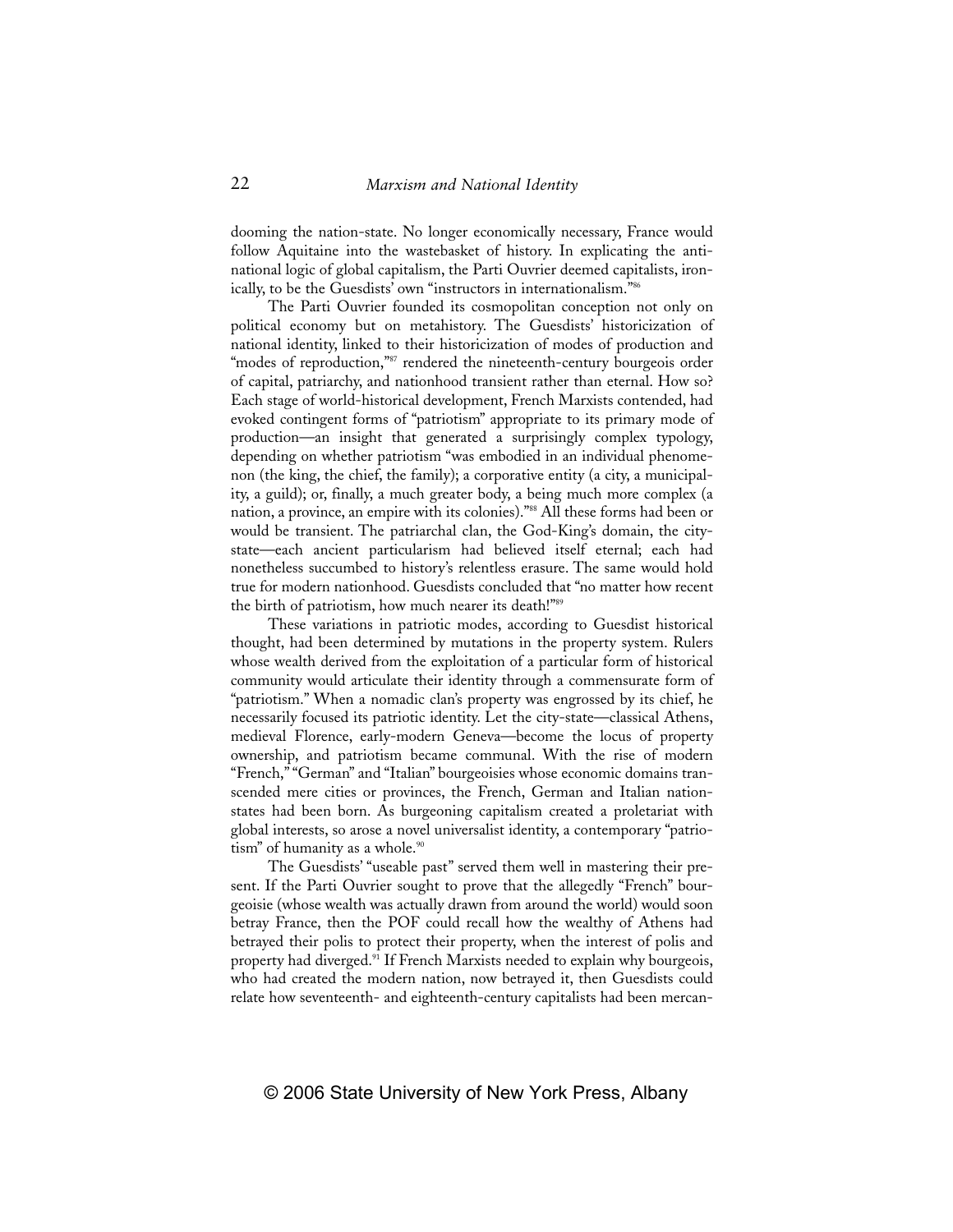dooming the nation-state. No longer economically necessary, France would follow Aquitaine into the wastebasket of history. In explicating the anti-national logic of global capitalism, the Parti Ouvrier deemed capitalists, ironically, to be the Guesdists' own "instructors in internationalism."[86]

The Parti Ouvrier founded its cosmopolitan conception not only on political economy but on metahistory. The Guesdists' historicization of national identity, linked to their historicization of modes of production and "modes of reproduction,"[87] rendered the nineteenth-century bourgeois order of capital, patriarchy, and nationhood transient rather than eternal. How so? Each stage of world-historical development, French Marxists contended, had evoked contingent forms of "patriotism" appropriate to its primary mode of production—an insight that generated a surprisingly complex typology, depending on whether patriotism "was embodied in an individual phenomenon (the king, the chief, the family); a corporative entity (a city, a municipality, a guild); or, finally, a much greater body, a being much more complex (a nation, a province, an empire with its colonies)."[88] All these forms had been or would be transient. The patriarchal clan, the God-King's domain, the city-state—each ancient particularism had believed itself eternal; each had nonetheless succumbed to history's relentless erasure. The same would hold true for modern nationhood. Guesdists concluded that "no matter how recent the birth of patriotism, how much nearer its death!"[89]

These variations in patriotic modes, according to Guesdist historical thought, had been determined by mutations in the property system. Rulers whose wealth derived from the exploitation of a particular form of historical community would articulate their identity through a commensurate form of "patriotism." When a nomadic clan's property was engrossed by its chief, he necessarily focused its patriotic identity. Let the city-state—classical Athens, medieval Florence, early-modern Geneva—become the locus of property ownership, and patriotism became communal. With the rise of modern "French," "German" and "Italian" bourgeoisies whose economic domains transcended mere cities or provinces, the French, German and Italian nation-states had been born. As burgeoning capitalism created a proletariat with global interests, so arose a novel universalist identity, a contemporary "patriotism" of humanity as a whole.[90]

The Guesdists' "useable past" served them well in mastering their present. If the Parti Ouvrier sought to prove that the allegedly "French" bourgeoisie (whose wealth was actually drawn from around the world) would soon betray France, then the POF could recall how the wealthy of Athens had betrayed their polis to protect their property, when the interest of polis and property had diverged.[91] If French Marxists needed to explain why bourgeois, who had created the modern nation, now betrayed it, then Guesdists could relate how seventeenth- and eighteenth-century capitalists had been mercan-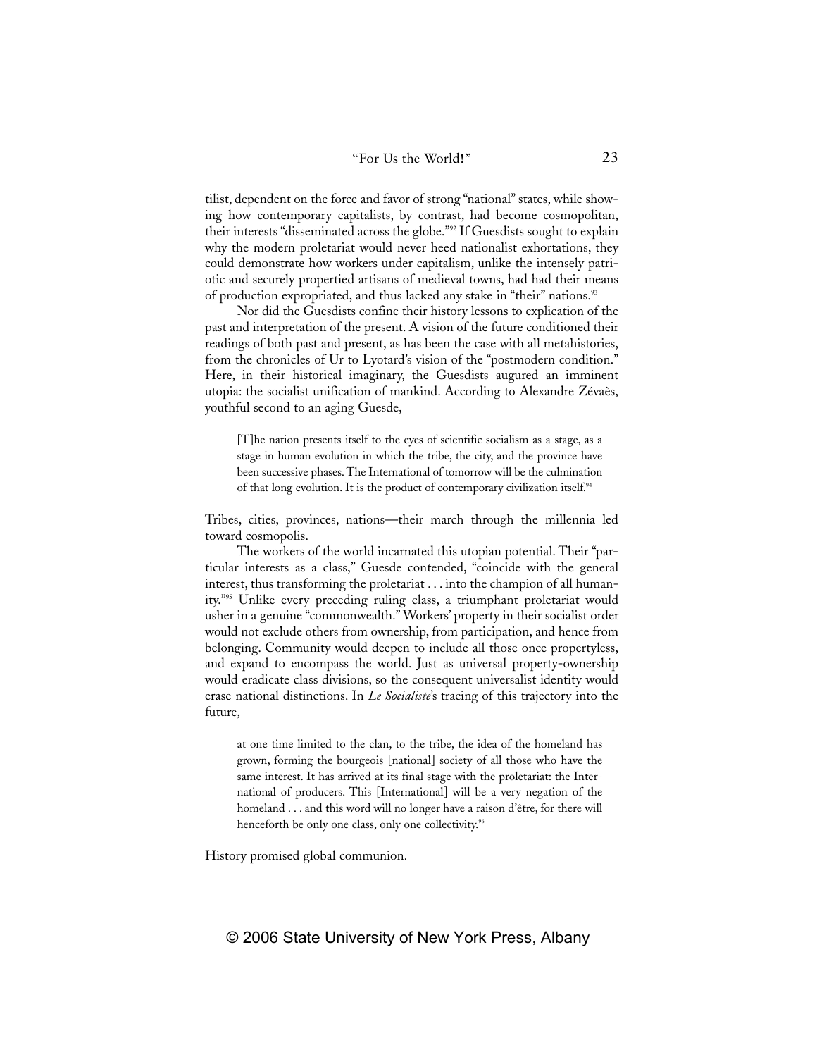tilist, dependent on the force and favor of strong "national" states, while showing how contemporary capitalists, by contrast, had become cosmopolitan, their interests "disseminated across the globe."[92] If Guesdists sought to explain why the modern proletariat would never heed nationalist exhortations, they could demonstrate how workers under capitalism, unlike the intensely patriotic and securely propertied artisans of medieval towns, had had their means of production expropriated, and thus lacked any stake in "their" nations.[93]

Nor did the Guesdists confine their history lessons to explication of the past and interpretation of the present. A vision of the future conditioned their readings of both past and present, as has been the case with all metahistories, from the chronicles of Ur to Lyotard's vision of the "postmodern condition." Here, in their historical imaginary, the Guesdists augured an imminent utopia: the socialist unification of mankind. According to Alexandre Zévaès, youthful second to an aging Guesde,

> [T]he nation presents itself to the eyes of scientific socialism as a stage, as a stage in human evolution in which the tribe, the city, and the province have been successive phases. The International of tomorrow will be the culmination of that long evolution. It is the product of contemporary civilization itself.[94]

Tribes, cities, provinces, nations—their march through the millennia led toward cosmopolis.

The workers of the world incarnated this utopian potential. Their "particular interests as a class," Guesde contended, "coincide with the general interest, thus transforming the proletariat . . . into the champion of all humanity."[95] Unlike every preceding ruling class, a triumphant proletariat would usher in a genuine "commonwealth." Workers' property in their socialist order would not exclude others from ownership, from participation, and hence from belonging. Community would deepen to include all those once propertyless, and expand to encompass the world. Just as universal property-ownership would eradicate class divisions, so the consequent universalist identity would erase national distinctions. In *Le Socialiste*'s tracing of this trajectory into the future,

> at one time limited to the clan, to the tribe, the idea of the homeland has grown, forming the bourgeois [national] society of all those who have the same interest. It has arrived at its final stage with the proletariat: the International of producers. This [International] will be a very negation of the homeland . . . and this word will no longer have a raison d'être, for there will henceforth be only one class, only one collectivity.[96]

History promised global communion.

© 2006 State University of New York Press, Albany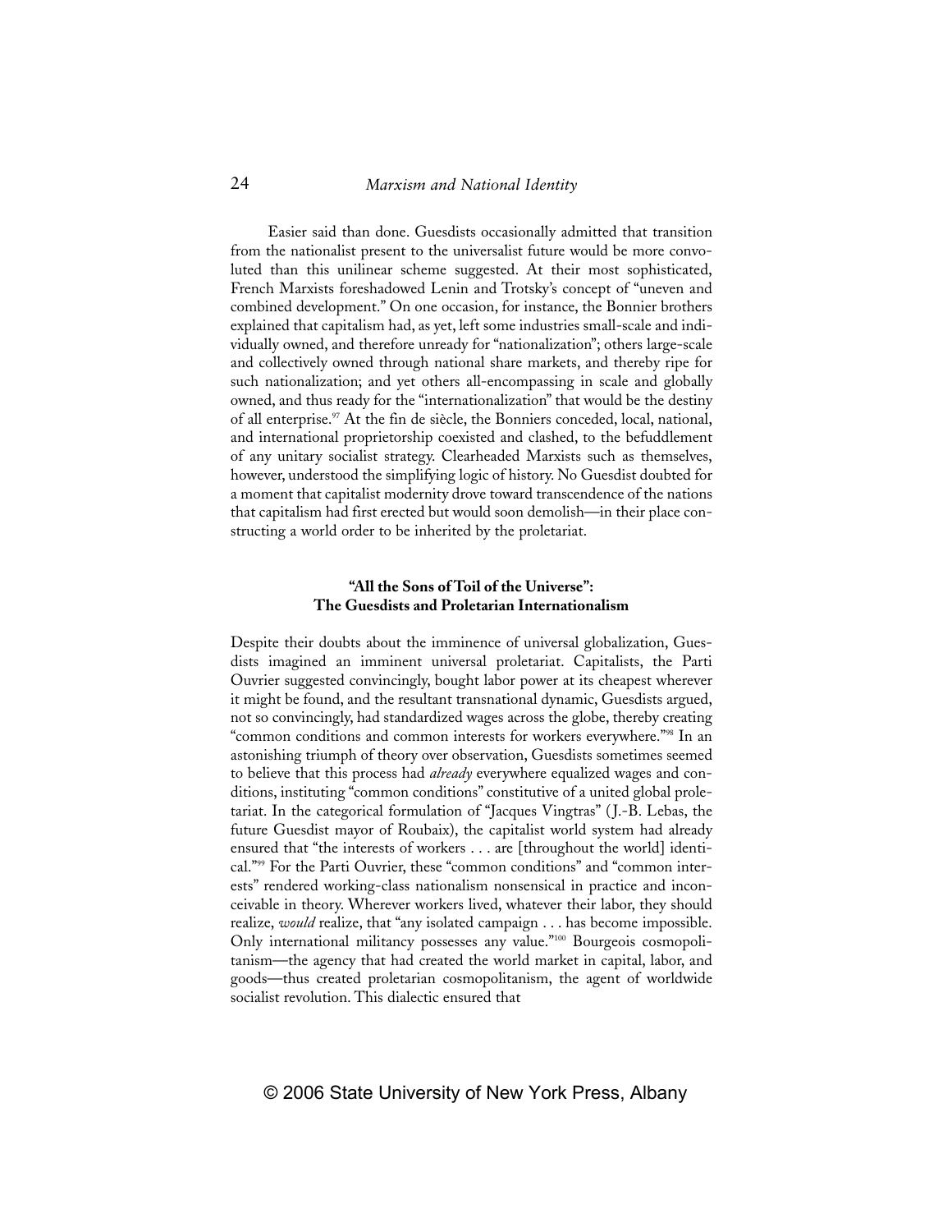Easier said than done. Guesdists occasionally admitted that transition from the nationalist present to the universalist future would be more convoluted than this unilinear scheme suggested. At their most sophisticated, French Marxists foreshadowed Lenin and Trotsky's concept of "uneven and combined development." On one occasion, for instance, the Bonnier brothers explained that capitalism had, as yet, left some industries small-scale and individually owned, and therefore unready for "nationalization"; others large-scale and collectively owned through national share markets, and thereby ripe for such nationalization; and yet others all-encompassing in scale and globally owned, and thus ready for the "internationalization" that would be the destiny of all enterprise.[97] At the fin de siècle, the Bonniers conceded, local, national, and international proprietorship coexisted and clashed, to the befuddlement of any unitary socialist strategy. Clearheaded Marxists such as themselves, however, understood the simplifying logic of history. No Guesdist doubted for a moment that capitalist modernity drove toward transcendence of the nations that capitalism had first erected but would soon demolish—in their place constructing a world order to be inherited by the proletariat.

### "All the Sons of Toil of the Universe": The Guesdists and Proletarian Internationalism

Despite their doubts about the imminence of universal globalization, Guesdists imagined an imminent universal proletariat. Capitalists, the Parti Ouvrier suggested convincingly, bought labor power at its cheapest wherever it might be found, and the resultant transnational dynamic, Guesdists argued, not so convincingly, had standardized wages across the globe, thereby creating "common conditions and common interests for workers everywhere."[98] In an astonishing triumph of theory over observation, Guesdists sometimes seemed to believe that this process had *already* everywhere equalized wages and conditions, instituting "common conditions" constitutive of a united global proletariat. In the categorical formulation of "Jacques Vingtras" (J.-B. Lebas, the future Guesdist mayor of Roubaix), the capitalist world system had already ensured that "the interests of workers . . . are [throughout the world] identical."[99] For the Parti Ouvrier, these "common conditions" and "common interests" rendered working-class nationalism nonsensical in practice and inconceivable in theory. Wherever workers lived, whatever their labor, they should realize, *would* realize, that "any isolated campaign . . . has become impossible. Only international militancy possesses any value."[100] Bourgeois cosmopolitanism—the agency that had created the world market in capital, labor, and goods—thus created proletarian cosmopolitanism, the agent of worldwide socialist revolution. This dialectic ensured that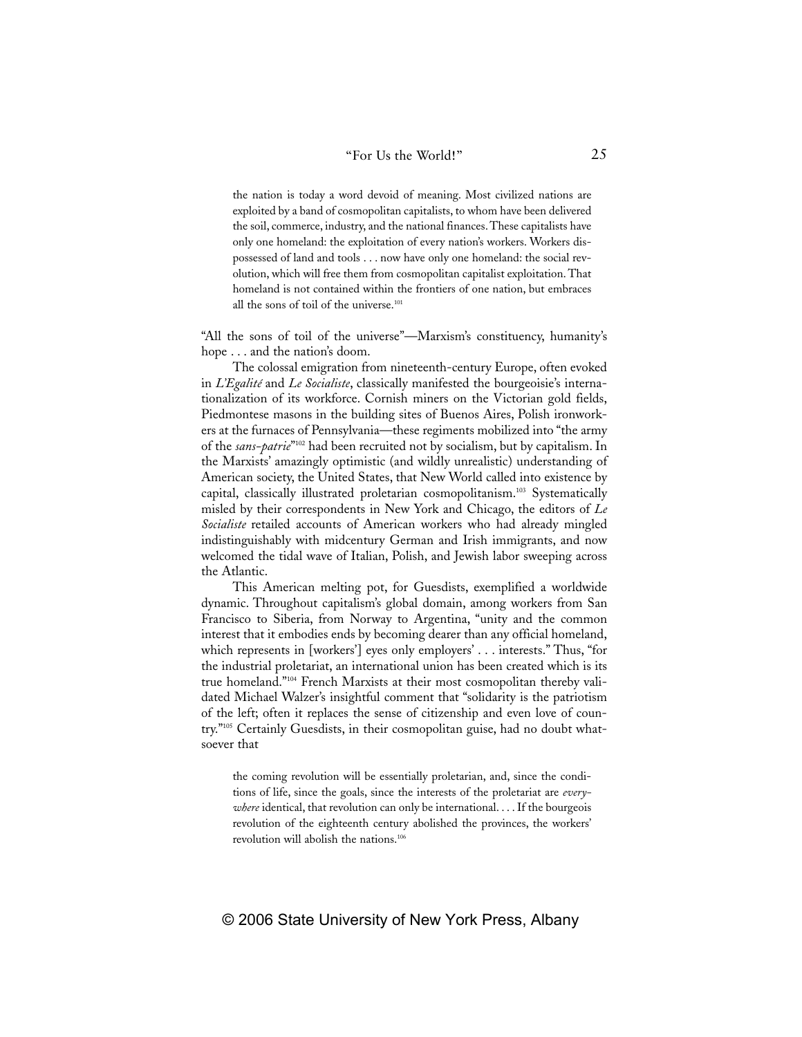> the nation is today a word devoid of meaning. Most civilized nations are exploited by a band of cosmopolitan capitalists, to whom have been delivered the soil, commerce, industry, and the national finances. These capitalists have only one homeland: the exploitation of every nation's workers. Workers dispossessed of land and tools . . . now have only one homeland: the social revolution, which will free them from cosmopolitan capitalist exploitation. That homeland is not contained within the frontiers of one nation, but embraces all the sons of toil of the universe.[101]

"All the sons of toil of the universe"—Marxism's constituency, humanity's hope . . . and the nation's doom.

The colossal emigration from nineteenth-century Europe, often evoked in *L'Egalité* and *Le Socialiste*, classically manifested the bourgeoisie's internationalization of its workforce. Cornish miners on the Victorian gold fields, Piedmontese masons in the building sites of Buenos Aires, Polish ironworkers at the furnaces of Pennsylvania—these regiments mobilized into "the army of the *sans-patrie*"[102] had been recruited not by socialism, but by capitalism. In the Marxists' amazingly optimistic (and wildly unrealistic) understanding of American society, the United States, that New World called into existence by capital, classically illustrated proletarian cosmopolitanism.[103] Systematically misled by their correspondents in New York and Chicago, the editors of *Le Socialiste* retailed accounts of American workers who had already mingled indistinguishably with midcentury German and Irish immigrants, and now welcomed the tidal wave of Italian, Polish, and Jewish labor sweeping across the Atlantic.

This American melting pot, for Guesdists, exemplified a worldwide dynamic. Throughout capitalism's global domain, among workers from San Francisco to Siberia, from Norway to Argentina, "unity and the common interest that it embodies ends by becoming dearer than any official homeland, which represents in [workers'] eyes only employers' . . . interests." Thus, "for the industrial proletariat, an international union has been created which is its true homeland."[104] French Marxists at their most cosmopolitan thereby validated Michael Walzer's insightful comment that "solidarity is the patriotism of the left; often it replaces the sense of citizenship and even love of country."[105] Certainly Guesdists, in their cosmopolitan guise, had no doubt whatsoever that

> the coming revolution will be essentially proletarian, and, since the conditions of life, since the goals, since the interests of the proletariat are *everywhere* identical, that revolution can only be international. . . . If the bourgeois revolution of the eighteenth century abolished the provinces, the workers' revolution will abolish the nations.[106]

© 2006 State University of New York Press, Albany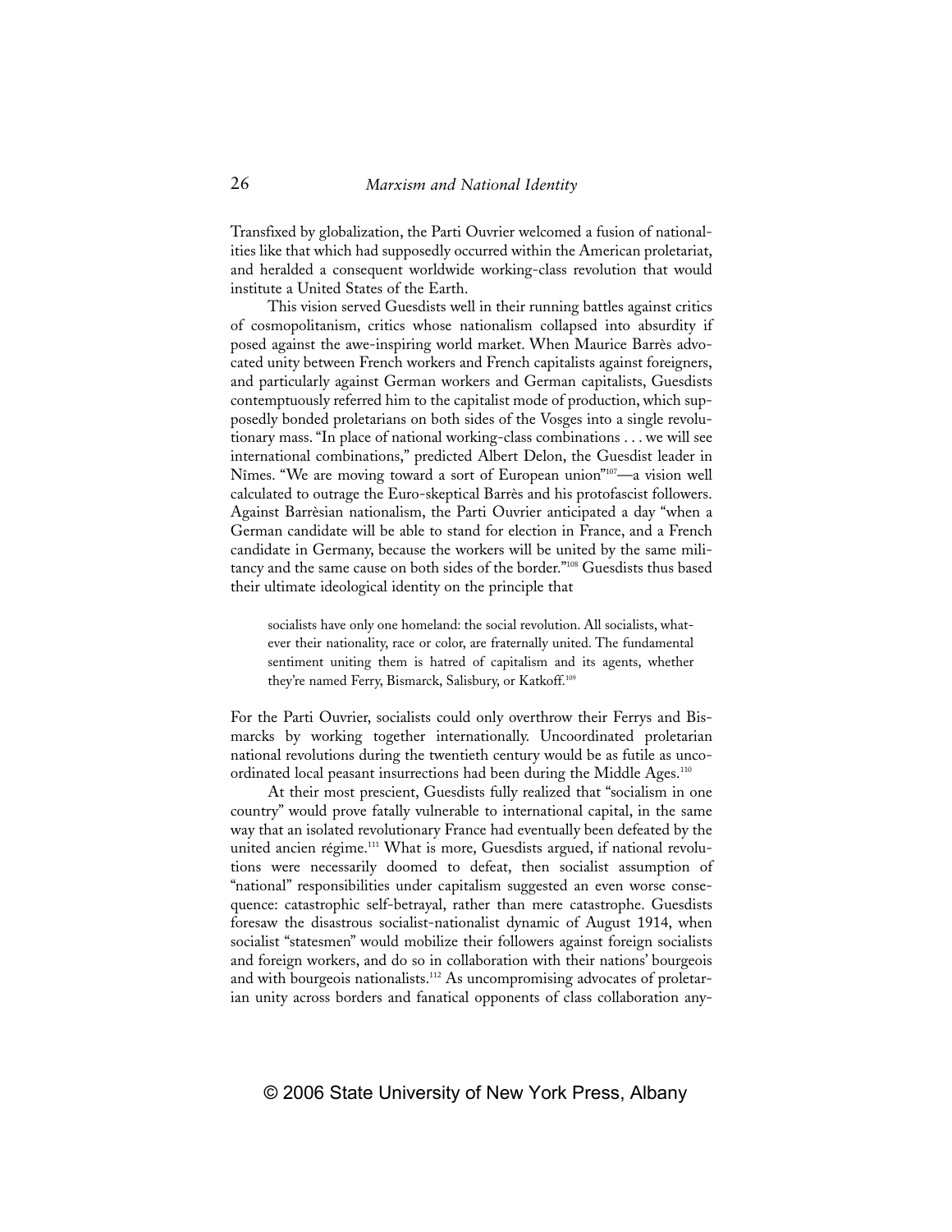Transfixed by globalization, the Parti Ouvrier welcomed a fusion of nationalities like that which had supposedly occurred within the American proletariat, and heralded a consequent worldwide working-class revolution that would institute a United States of the Earth.

This vision served Guesdists well in their running battles against critics of cosmopolitanism, critics whose nationalism collapsed into absurdity if posed against the awe-inspiring world market. When Maurice Barrès advocated unity between French workers and French capitalists against foreigners, and particularly against German workers and German capitalists, Guesdists contemptuously referred him to the capitalist mode of production, which supposedly bonded proletarians on both sides of the Vosges into a single revolutionary mass. "In place of national working-class combinations . . . we will see international combinations," predicted Albert Delon, the Guesdist leader in Nîmes. "We are moving toward a sort of European union"[107]—a vision well calculated to outrage the Euro-skeptical Barrès and his protofascist followers. Against Barrèsian nationalism, the Parti Ouvrier anticipated a day "when a German candidate will be able to stand for election in France, and a French candidate in Germany, because the workers will be united by the same militancy and the same cause on both sides of the border."[108] Guesdists thus based their ultimate ideological identity on the principle that

> socialists have only one homeland: the social revolution. All socialists, whatever their nationality, race or color, are fraternally united. The fundamental sentiment uniting them is hatred of capitalism and its agents, whether they're named Ferry, Bismarck, Salisbury, or Katkoff.[109]

For the Parti Ouvrier, socialists could only overthrow their Ferrys and Bismarcks by working together internationally. Uncoordinated proletarian national revolutions during the twentieth century would be as futile as uncoordinated local peasant insurrections had been during the Middle Ages.[110]

At their most prescient, Guesdists fully realized that "socialism in one country" would prove fatally vulnerable to international capital, in the same way that an isolated revolutionary France had eventually been defeated by the united ancien régime.[111] What is more, Guesdists argued, if national revolutions were necessarily doomed to defeat, then socialist assumption of "national" responsibilities under capitalism suggested an even worse consequence: catastrophic self-betrayal, rather than mere catastrophe. Guesdists foresaw the disastrous socialist-nationalist dynamic of August 1914, when socialist "statesmen" would mobilize their followers against foreign socialists and foreign workers, and do so in collaboration with their nations' bourgeois and with bourgeois nationalists.[112] As uncompromising advocates of proletarian unity across borders and fanatical opponents of class collaboration any-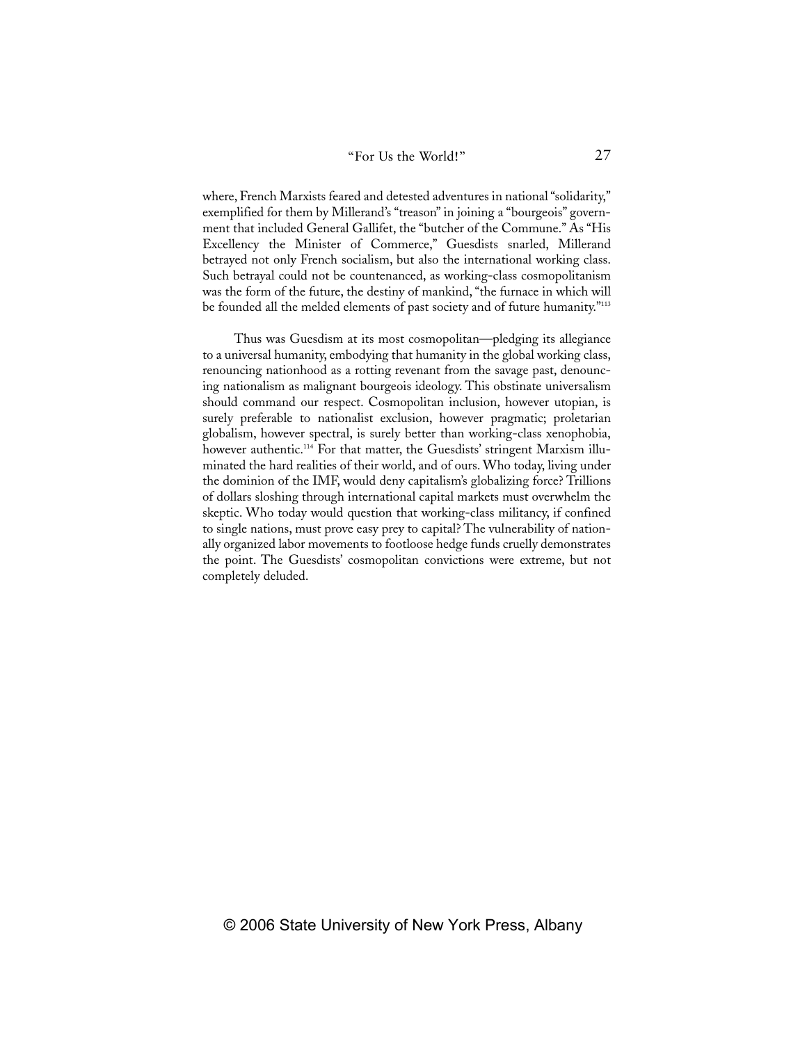where, French Marxists feared and detested adventures in national "solidarity," exemplified for them by Millerand's "treason" in joining a "bourgeois" government that included General Gallifet, the "butcher of the Commune." As "His Excellency the Minister of Commerce," Guesdists snarled, Millerand betrayed not only French socialism, but also the international working class. Such betrayal could not be countenanced, as working-class cosmopolitanism was the form of the future, the destiny of mankind, "the furnace in which will be founded all the melded elements of past society and of future humanity."[113]

Thus was Guesdism at its most cosmopolitan—pledging its allegiance to a universal humanity, embodying that humanity in the global working class, renouncing nationhood as a rotting revenant from the savage past, denouncing nationalism as malignant bourgeois ideology. This obstinate universalism should command our respect. Cosmopolitan inclusion, however utopian, is surely preferable to nationalist exclusion, however pragmatic; proletarian globalism, however spectral, is surely better than working-class xenophobia, however authentic.[114] For that matter, the Guesdists' stringent Marxism illuminated the hard realities of their world, and of ours. Who today, living under the dominion of the IMF, would deny capitalism's globalizing force? Trillions of dollars sloshing through international capital markets must overwhelm the skeptic. Who today would question that working-class militancy, if confined to single nations, must prove easy prey to capital? The vulnerability of nationally organized labor movements to footloose hedge funds cruelly demonstrates the point. The Guesdists' cosmopolitan convictions were extreme, but not completely deluded.

© 2006 State University of New York Press, Albany